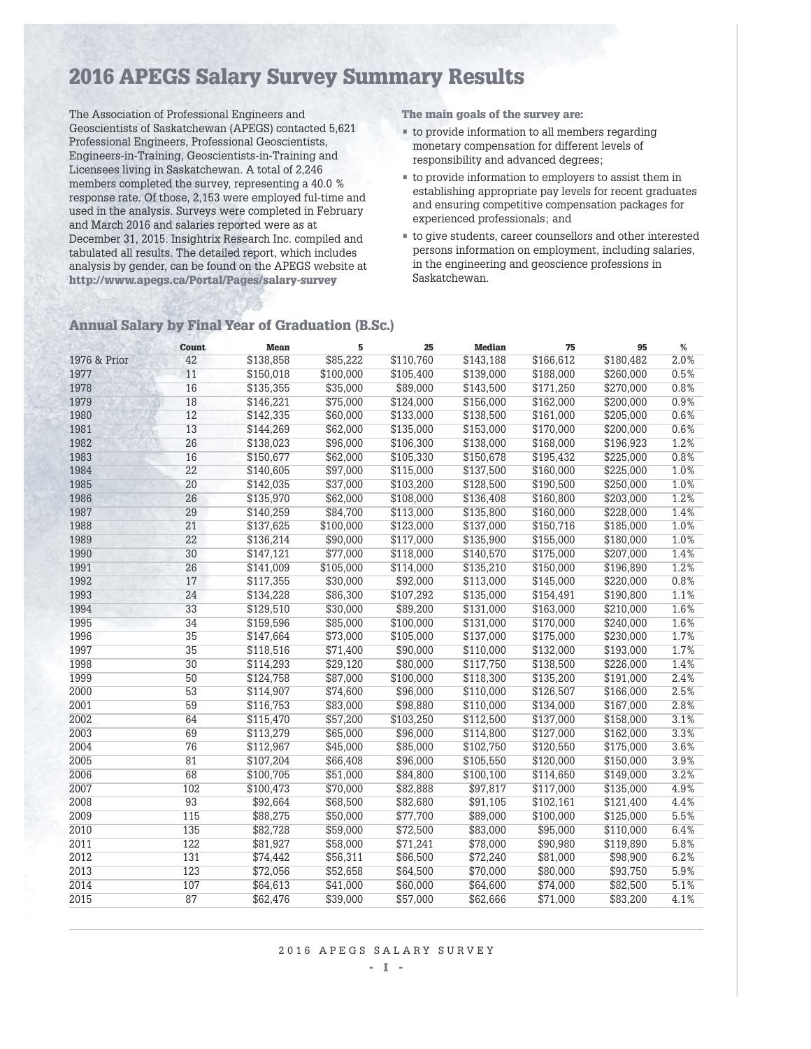# 2016 APEGS Salary Survey Summary Results

The Association of Professional Engineers and Geoscientists of Saskatchewan (APEGS) contacted 5,621 Professional Engineers, Professional Geoscientists, Engineers-in-Training, Geoscientists-in-Training and Licensees living in Saskatchewan. A total of 2,246 members completed the survey, representing a 40.0 % response rate. Of those, 2,153 were employed ful-time and used in the analysis. Surveys were completed in February and March 2016 and salaries reported were as at December 31, 2015. Insightrix Research Inc. compiled and tabulated all results. The detailed report, which includes analysis by gender, can be found on the APEGS website at **http://www.apegs.ca/Portal/Pages/salary-survey**

**The main goals of the survey are:**

- to provide information to all members regarding monetary compensation for different levels of responsibility and advanced degrees;
- to provide information to employers to assist them in establishing appropriate pay levels for recent graduates and ensuring competitive compensation packages for experienced professionals; and
- to give students, career counsellors and other interested persons information on employment, including salaries, in the engineering and geoscience professions in Saskatchewan.

## Annual Salary by Final Year of Graduation (B.Sc.)

| | Count | Mean | 5 | 25 | Median | 75 | 95 | % |
|---|---|---|---|---|---|---|---|---|
| 1976 & Prior | 42 | $138,858 | $85,222 | $110,760 | $143,188 | $166,612 | $180,482 | 2.0% |
| 1977 | 11 | $150,018 | $100,000 | $105,400 | $139,000 | $188,000 | $260,000 | 0.5% |
| 1978 | 16 | $135,355 | $35,000 | $89,000 | $143,500 | $171,250 | $270,000 | 0.8% |
| 1979 | 18 | $146,221 | $75,000 | $124,000 | $156,000 | $162,000 | $200,000 | 0.9% |
| 1980 | 12 | $142,335 | $60,000 | $133,000 | $138,500 | $161,000 | $205,000 | 0.6% |
| 1981 | 13 | $144,269 | $62,000 | $135,000 | $153,000 | $170,000 | $200,000 | 0.6% |
| 1982 | 26 | $138,023 | $96,000 | $106,300 | $138,000 | $168,000 | $196,923 | 1.2% |
| 1983 | 16 | $150,677 | $62,000 | $105,330 | $150,678 | $195,432 | $225,000 | 0.8% |
| 1984 | 22 | $140,605 | $97,000 | $115,000 | $137,500 | $160,000 | $225,000 | 1.0% |
| 1985 | 20 | $142,035 | $37,000 | $103,200 | $128,500 | $190,500 | $250,000 | 1.0% |
| 1986 | 26 | $135,970 | $62,000 | $108,000 | $136,408 | $160,800 | $203,000 | 1.2% |
| 1987 | 29 | $140,259 | $84,700 | $113,000 | $135,800 | $160,000 | $228,000 | 1.4% |
| 1988 | 21 | $137,625 | $100,000 | $123,000 | $137,000 | $150,716 | $185,000 | 1.0% |
| 1989 | 22 | $136,214 | $90,000 | $117,000 | $135,900 | $155,000 | $180,000 | 1.0% |
| 1990 | 30 | $147,121 | $77,000 | $118,000 | $140,570 | $175,000 | $207,000 | 1.4% |
| 1991 | 26 | $141,009 | $105,000 | $114,000 | $135,210 | $150,000 | $196,890 | 1.2% |
| 1992 | 17 | $117,355 | $30,000 | $92,000 | $113,000 | $145,000 | $220,000 | 0.8% |
| 1993 | 24 | $134,228 | $86,300 | $107,292 | $135,000 | $154,491 | $190,800 | 1.1% |
| 1994 | 33 | $129,510 | $30,000 | $89,200 | $131,000 | $163,000 | $210,000 | 1.6% |
| 1995 | 34 | $159,596 | $85,000 | $100,000 | $131,000 | $170,000 | $240,000 | 1.6% |
| 1996 | 35 | $147,664 | $73,000 | $105,000 | $137,000 | $175,000 | $230,000 | 1.7% |
| 1997 | 35 | $118,516 | $71,400 | $90,000 | $110,000 | $132,000 | $193,000 | 1.7% |
| 1998 | 30 | $114,293 | $29,120 | $80,000 | $117,750 | $138,500 | $226,000 | 1.4% |
| 1999 | 50 | $124,758 | $87,000 | $100,000 | $118,300 | $135,200 | $191,000 | 2.4% |
| 2000 | 53 | $114,907 | $74,600 | $96,000 | $110,000 | $126,507 | $166,000 | 2.5% |
| 2001 | 59 | $116,753 | $83,000 | $98,880 | $110,000 | $134,000 | $167,000 | 2.8% |
| 2002 | 64 | $115,470 | $57,200 | $103,250 | $112,500 | $137,000 | $158,000 | 3.1% |
| 2003 | 69 | $113,279 | $65,000 | $96,000 | $114,800 | $127,000 | $162,000 | 3.3% |
| 2004 | 76 | $112,967 | $45,000 | $85,000 | $102,750 | $120,550 | $175,000 | 3.6% |
| 2005 | 81 | $107,204 | $66,408 | $96,000 | $105,550 | $120,000 | $150,000 | 3.9% |
| 2006 | 68 | $100,705 | $51,000 | $84,800 | $100,100 | $114,650 | $149,000 | 3.2% |
| 2007 | 102 | $100,473 | $70,000 | $82,888 | $97,817 | $117,000 | $135,000 | 4.9% |
| 2008 | 93 | $92,664 | $68,500 | $82,680 | $91,105 | $102,161 | $121,400 | 4.4% |
| 2009 | 115 | $88,275 | $50,000 | $77,700 | $89,000 | $100,000 | $125,000 | 5.5% |
| 2010 | 135 | $82,728 | $59,000 | $72,500 | $83,000 | $95,000 | $110,000 | 6.4% |
| 2011 | 122 | $81,927 | $58,000 | $71,241 | $78,000 | $90,980 | $119,890 | 5.8% |
| 2012 | 131 | $74,442 | $56,311 | $66,500 | $72,240 | $81,000 | $98,900 | 6.2% |
| 2013 | 123 | $72,056 | $52,658 | $64,500 | $70,000 | $80,000 | $93,750 | 5.9% |
| 2014 | 107 | $64,613 | $41,000 | $60,000 | $64,600 | $74,000 | $82,500 | 5.1% |
| 2015 | 87 | $62,476 | $39,000 | $57,000 | $62,666 | $71,000 | $83,200 | 4.1% |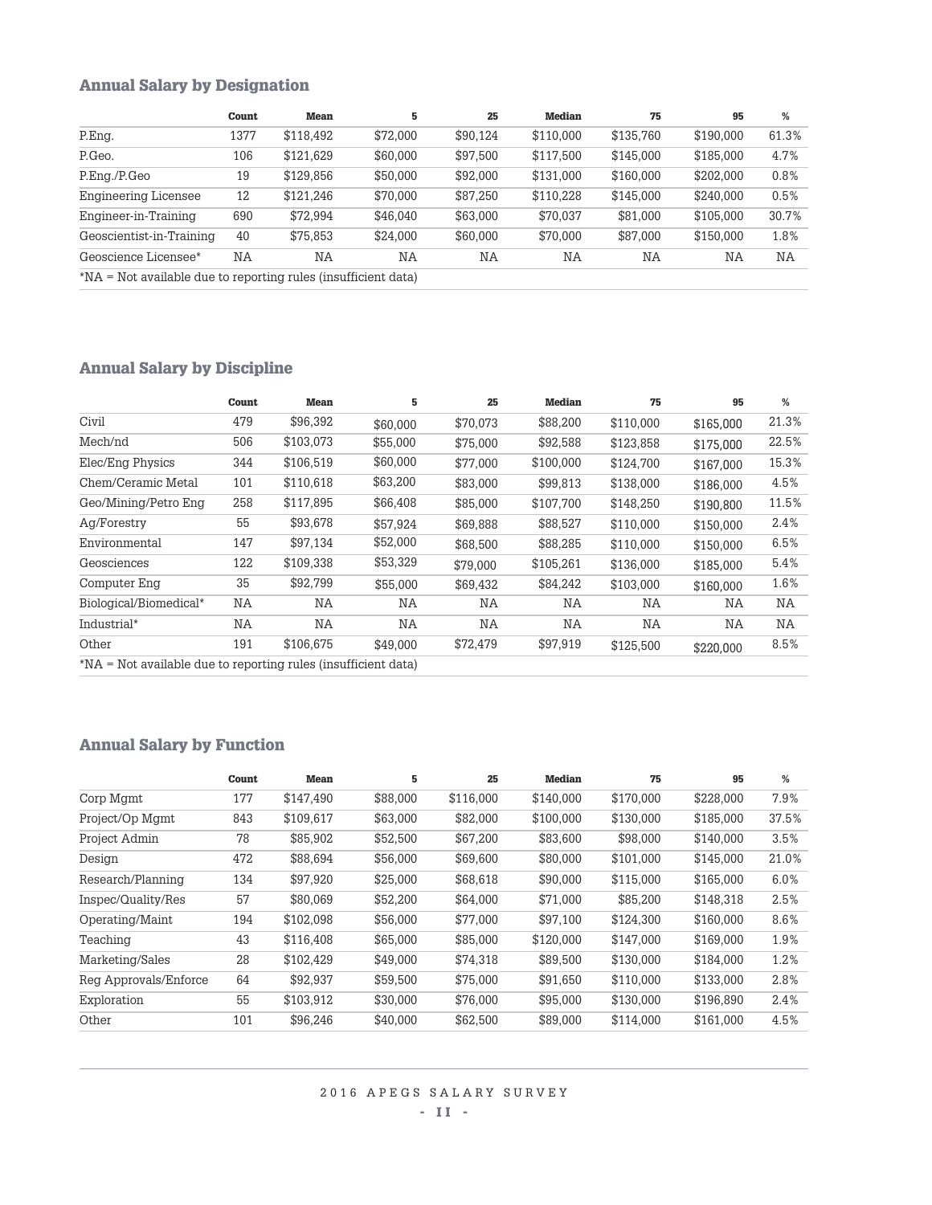## Annual Salary by Designation

| | Count | Mean | 5 | 25 | Median | 75 | 95 | % |
|---|---|---|---|---|---|---|---|---|
| P.Eng. | 1377 | $118,492 | $72,000 | $90,124 | $110,000 | $135,760 | $190,000 | 61.3% |
| P.Geo. | 106 | $121,629 | $60,000 | $97,500 | $117,500 | $145,000 | $185,000 | 4.7% |
| P.Eng./P.Geo | 19 | $129,856 | $50,000 | $92,000 | $131,000 | $160,000 | $202,000 | 0.8% |
| Engineering Licensee | 12 | $121,246 | $70,000 | $87,250 | $110,228 | $145,000 | $240,000 | 0.5% |
| Engineer-in-Training | 690 | $72,994 | $46,040 | $63,000 | $70,037 | $81,000 | $105,000 | 30.7% |
| Geoscientist-in-Training | 40 | $75,853 | $24,000 | $60,000 | $70,000 | $87,000 | $150,000 | 1.8% |
| Geoscience Licensee* | NA | NA | NA | NA | NA | NA | NA | NA |

*NA = Not available due to reporting rules (insufficient data)

## Annual Salary by Discipline

| | Count | Mean | 5 | 25 | Median | 75 | 95 | % |
|---|---|---|---|---|---|---|---|---|
| Civil | 479 | $96,392 | $60,000 | $70,073 | $88,200 | $110,000 | $165,000 | 21.3% |
| Mech/nd | 506 | $103,073 | $55,000 | $75,000 | $92,588 | $123,858 | $175,000 | 22.5% |
| Elec/Eng Physics | 344 | $106,519 | $60,000 | $77,000 | $100,000 | $124,700 | $167,000 | 15.3% |
| Chem/Ceramic Metal | 101 | $110,618 | $63,200 | $83,000 | $99,813 | $138,000 | $186,000 | 4.5% |
| Geo/Mining/Petro Eng | 258 | $117,895 | $66,408 | $85,000 | $107,700 | $148,250 | $190,800 | 11.5% |
| Ag/Forestry | 55 | $93,678 | $57,924 | $69,888 | $88,527 | $110,000 | $150,000 | 2.4% |
| Environmental | 147 | $97,134 | $52,000 | $68,500 | $88,285 | $110,000 | $150,000 | 6.5% |
| Geosciences | 122 | $109,338 | $53,329 | $79,000 | $105,261 | $136,000 | $185,000 | 5.4% |
| Computer Eng | 35 | $92,799 | $55,000 | $69,432 | $84,242 | $103,000 | $160,000 | 1.6% |
| Biological/Biomedical* | NA | NA | NA | NA | NA | NA | NA | NA |
| Industrial* | NA | NA | NA | NA | NA | NA | NA | NA |
| Other | 191 | $106,675 | $49,000 | $72,479 | $97,919 | $125,500 | $220,000 | 8.5% |

*NA = Not available due to reporting rules (insufficient data)

## Annual Salary by Function

| | Count | Mean | 5 | 25 | Median | 75 | 95 | % |
|---|---|---|---|---|---|---|---|---|
| Corp Mgmt | 177 | $147,490 | $88,000 | $116,000 | $140,000 | $170,000 | $228,000 | 7.9% |
| Project/Op Mgmt | 843 | $109,617 | $63,000 | $82,000 | $100,000 | $130,000 | $185,000 | 37.5% |
| Project Admin | 78 | $85,902 | $52,500 | $67,200 | $83,600 | $98,000 | $140,000 | 3.5% |
| Design | 472 | $88,694 | $56,000 | $69,600 | $80,000 | $101,000 | $145,000 | 21.0% |
| Research/Planning | 134 | $97,920 | $25,000 | $68,618 | $90,000 | $115,000 | $165,000 | 6.0% |
| Inspec/Quality/Res | 57 | $80,069 | $52,200 | $64,000 | $71,000 | $85,200 | $148,318 | 2.5% |
| Operating/Maint | 194 | $102,098 | $56,000 | $77,000 | $97,100 | $124,300 | $160,000 | 8.6% |
| Teaching | 43 | $116,408 | $65,000 | $85,000 | $120,000 | $147,000 | $169,000 | 1.9% |
| Marketing/Sales | 28 | $102,429 | $49,000 | $74,318 | $89,500 | $130,000 | $184,000 | 1.2% |
| Reg Approvals/Enforce | 64 | $92,937 | $59,500 | $75,000 | $91,650 | $110,000 | $133,000 | 2.8% |
| Exploration | 55 | $103,912 | $30,000 | $76,000 | $95,000 | $130,000 | $196,890 | 2.4% |
| Other | 101 | $96,246 | $40,000 | $62,500 | $89,000 | $114,000 | $161,000 | 4.5% |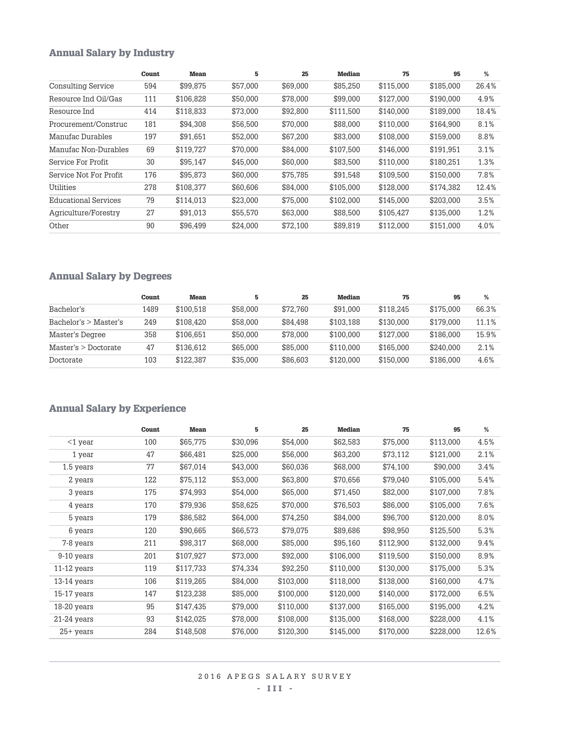## Annual Salary by Industry

| | Count | Mean | 5 | 25 | Median | 75 | 95 | % |
|---|---|---|---|---|---|---|---|---|
| Consulting Service | 594 | $99,875 | $57,000 | $69,000 | $85,250 | $115,000 | $185,000 | 26.4% |
| Resource Ind Oil/Gas | 111 | $106,828 | $50,000 | $78,000 | $99,000 | $127,000 | $190,000 | 4.9% |
| Resource Ind | 414 | $118,833 | $73,000 | $92,800 | $111,500 | $140,000 | $189,000 | 18.4% |
| Procurement/Construc | 181 | $94,308 | $56,500 | $70,000 | $88,000 | $110,000 | $164,900 | 8.1% |
| Manufac Durables | 197 | $91,651 | $52,000 | $67,200 | $83,000 | $108,000 | $159,000 | 8.8% |
| Manufac Non-Durables | 69 | $119,727 | $70,000 | $84,000 | $107,500 | $146,000 | $191,951 | 3.1% |
| Service For Profit | 30 | $95,147 | $45,000 | $60,000 | $83,500 | $110,000 | $180,251 | 1.3% |
| Service Not For Profit | 176 | $95,873 | $60,000 | $75,785 | $91,548 | $109,500 | $150,000 | 7.8% |
| Utilities | 278 | $108,377 | $60,606 | $84,000 | $105,000 | $128,000 | $174,382 | 12.4% |
| Educational Services | 79 | $114,013 | $23,000 | $75,000 | $102,000 | $145,000 | $203,000 | 3.5% |
| Agriculture/Forestry | 27 | $91,013 | $55,570 | $63,000 | $88,500 | $105,427 | $135,000 | 1.2% |
| Other | 90 | $96,499 | $24,000 | $72,100 | $89,819 | $112,000 | $151,000 | 4.0% |

## Annual Salary by Degrees

| | Count | Mean | 5 | 25 | Median | 75 | 95 | % |
|---|---|---|---|---|---|---|---|---|
| Bachelor's | 1489 | $100,518 | $58,000 | $72,760 | $91,000 | $118,245 | $175,000 | 66.3% |
| Bachelor's > Master's | 249 | $108,420 | $58,000 | $84,498 | $103,188 | $130,000 | $179,000 | 11.1% |
| Master's Degree | 358 | $106,651 | $50,000 | $78,000 | $100,000 | $127,000 | $186,000 | 15.9% |
| Master's > Doctorate | 47 | $136,612 | $65,000 | $85,000 | $110,000 | $165,000 | $240,000 | 2.1% |
| Doctorate | 103 | $122,387 | $35,000 | $86,603 | $120,000 | $150,000 | $186,000 | 4.6% |

## Annual Salary by Experience

| | Count | Mean | 5 | 25 | Median | 75 | 95 | % |
|---|---|---|---|---|---|---|---|---|
| <1 year | 100 | $65,775 | $30,096 | $54,000 | $62,583 | $75,000 | $113,000 | 4.5% |
| 1 year | 47 | $66,481 | $25,000 | $56,000 | $63,200 | $73,112 | $121,000 | 2.1% |
| 1.5 years | 77 | $67,014 | $43,000 | $60,036 | $68,000 | $74,100 | $90,000 | 3.4% |
| 2 years | 122 | $75,112 | $53,000 | $63,800 | $70,656 | $79,040 | $105,000 | 5.4% |
| 3 years | 175 | $74,993 | $54,000 | $65,000 | $71,450 | $82,000 | $107,000 | 7.8% |
| 4 years | 170 | $79,936 | $58,625 | $70,000 | $76,503 | $86,000 | $105,000 | 7.6% |
| 5 years | 179 | $86,582 | $64,000 | $74,250 | $84,000 | $96,700 | $120,000 | 8.0% |
| 6 years | 120 | $90,665 | $66,573 | $79,075 | $89,686 | $98,950 | $125,500 | 5.3% |
| 7-8 years | 211 | $98,317 | $68,000 | $85,000 | $95,160 | $112,900 | $132,000 | 9.4% |
| 9-10 years | 201 | $107,927 | $73,000 | $92,000 | $106,000 | $119,500 | $150,000 | 8.9% |
| 11-12 years | 119 | $117,733 | $74,334 | $92,250 | $110,000 | $130,000 | $175,000 | 5.3% |
| 13-14 years | 106 | $119,265 | $84,000 | $103,000 | $118,000 | $138,000 | $160,000 | 4.7% |
| 15-17 years | 147 | $123,238 | $85,000 | $100,000 | $120,000 | $140,000 | $172,000 | 6.5% |
| 18-20 years | 95 | $147,435 | $79,000 | $110,000 | $137,000 | $165,000 | $195,000 | 4.2% |
| 21-24 years | 93 | $142,025 | $78,000 | $108,000 | $135,000 | $168,000 | $228,000 | 4.1% |
| 25+ years | 284 | $148,508 | $76,000 | $120,300 | $145,000 | $170,000 | $228,000 | 12.6% |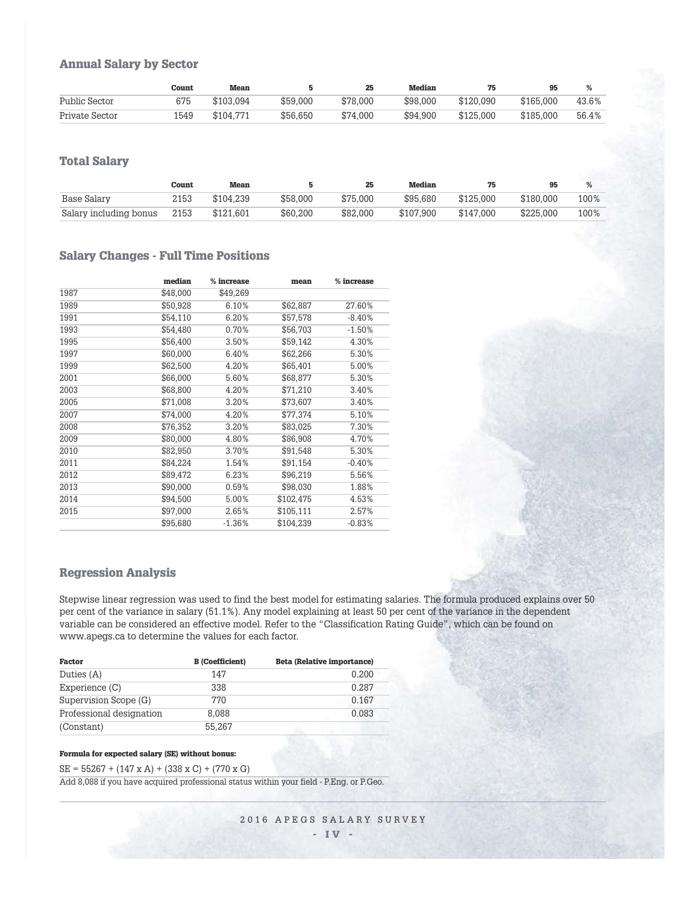## Annual Salary by Sector

| | Count | Mean | 5 | 25 | Median | 75 | 95 | % |
|---|---|---|---|---|---|---|---|---|
| Public Sector | 675 | $103,094 | $59,000 | $78,000 | $98,000 | $120,090 | $165,000 | 43.6% |
| Private Sector | 1549 | $104,771 | $56,650 | $74,000 | $94,900 | $125,000 | $185,000 | 56.4% |

## Total Salary

| | Count | Mean | 5 | 25 | Median | 75 | 95 | % |
|---|---|---|---|---|---|---|---|---|
| Base Salary | 2153 | $104,239 | $58,000 | $75,000 | $95,680 | $125,000 | $180,000 | 100% |
| Salary including bonus | 2153 | $121,601 | $60,200 | $82,000 | $107,900 | $147,000 | $225,000 | 100% |

## Salary Changes - Full Time Positions

| | median | % increase | mean | % increase |
|---|---|---|---|---|
| 1987 | $48,000 | $49,269 | | |
| 1989 | $50,928 | 6.10% | $62,887 | 27.60% |
| 1991 | $54,110 | 6.20% | $57,578 | -8.40% |
| 1993 | $54,480 | 0.70% | $56,703 | -1.50% |
| 1995 | $56,400 | 3.50% | $59,142 | 4.30% |
| 1997 | $60,000 | 6.40% | $62,266 | 5.30% |
| 1999 | $62,500 | 4.20% | $65,401 | 5.00% |
| 2001 | $66,000 | 5.60% | $68,877 | 5.30% |
| 2003 | $68,800 | 4.20% | $71,210 | 3.40% |
| 2005 | $71,008 | 3.20% | $73,607 | 3.40% |
| 2007 | $74,000 | 4.20% | $77,374 | 5.10% |
| 2008 | $76,352 | 3.20% | $83,025 | 7.30% |
| 2009 | $80,000 | 4.80% | $86,908 | 4.70% |
| 2010 | $82,950 | 3.70% | $91,548 | 5.30% |
| 2011 | $84,224 | 1.54% | $91,154 | -0.40% |
| 2012 | $89,472 | 6.23% | $96,219 | 5.56% |
| 2013 | $90,000 | 0.59% | $98,030 | 1.88% |
| 2014 | $94,500 | 5.00% | $102,475 | 4.53% |
| 2015 | $97,000 | 2.65% | $105,111 | 2.57% |
| | $95,680 | -1.36% | $104,239 | -0.83% |

## Regression Analysis

Stepwise linear regression was used to find the best model for estimating salaries. The formula produced explains over 50 per cent of the variance in salary (51.1%). Any model explaining at least 50 per cent of the variance in the dependent variable can be considered an effective model. Refer to the "Classification Rating Guide", which can be found on www.apegs.ca to determine the values for each factor.

| Factor | B (Coefficient) | Beta (Relative importance) |
|---|---|---|
| Duties (A) | 147 | 0.200 |
| Experience (C) | 338 | 0.287 |
| Supervision Scope (G) | 770 | 0.167 |
| Professional designation | 8,088 | 0.083 |
| (Constant) | 55,267 | |

**Formula for expected salary (SE) without bonus:**

$SE = 55267 + (147 \times A) + (338 \times C) + (770 \times G)$

Add 8,088 if you have acquired professional status within your field - P.Eng. or P.Geo.